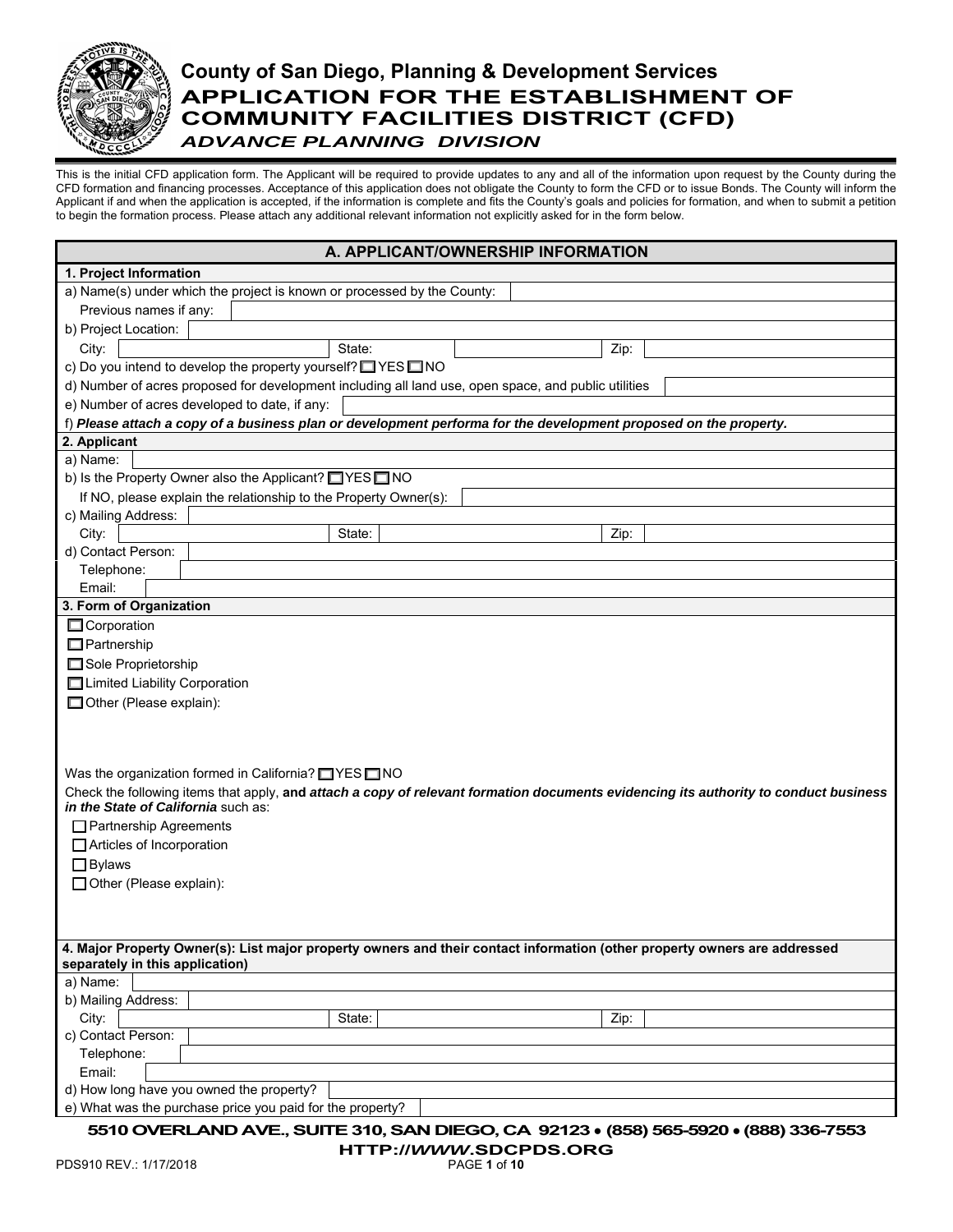# County of San Diego, Planning & Development Services

## APPLICATION FOR THE ESTABLISHMENT OF COMMUNITY FACILITIES DISTRICT (CFD)

### *ADVANCE PLANNING DIVISION*

This is the initial CFD application form. The Applicant will be required to provide updates to any and all of the information upon request by the County during the CFD formation and financing processes. Acceptance of this application does not obligate the County to form the CFD or to issue Bonds. The County will inform the Applicant if and when the application is accepted, if the information is complete and fits the County's goals and policies for formation, and when to submit a petition to begin the formation process. Please attach any additional relevant information not explicitly asked for in the form below.

## A. APPLICANT/OWNERSHIP INFORMATION

**1. Project Information**

a) Name(s) under which the project is known or processed by the County: \_\_\_\_\_\_\_\_

Previous names if any: \_\_\_\_\_\_\_\_

b) Project Location: \_\_\_\_\_\_\_\_

City: \_\_\_\_\_\_\_\_ State: \_\_\_\_\_\_\_\_ Zip: \_\_\_\_\_\_\_\_

c) Do you intend to develop the property yourself? ☐ YES ☐ NO

d) Number of acres proposed for development including all land use, open space, and public utilities \_\_\_\_\_\_\_\_

e) Number of acres developed to date, if any: \_\_\_\_\_\_\_\_

f) ***Please attach a copy of a business plan or development performa for the development proposed on the property.***

**2. Applicant**

a) Name: \_\_\_\_\_\_\_\_

b) Is the Property Owner also the Applicant? ☐ YES ☐ NO

If NO, please explain the relationship to the Property Owner(s): \_\_\_\_\_\_\_\_

c) Mailing Address: \_\_\_\_\_\_\_\_

City: \_\_\_\_\_\_\_\_ State: \_\_\_\_\_\_\_\_ Zip: \_\_\_\_\_\_\_\_

d) Contact Person: \_\_\_\_\_\_\_\_

Telephone: \_\_\_\_\_\_\_\_

Email: \_\_\_\_\_\_\_\_

**3. Form of Organization**

- ☐ Corporation
- ☐ Partnership
- ☐ Sole Proprietorship
- ☐ Limited Liability Corporation
- ☐ Other (Please explain):

Was the organization formed in California? ☐ YES ☐ NO

Check the following items that apply, **and *attach a copy of relevant formation documents evidencing its authority to conduct business in the State of California*** such as:

- ☐ Partnership Agreements
- ☐ Articles of Incorporation
- ☐ Bylaws
- ☐ Other (Please explain):

**4. Major Property Owner(s): List major property owners and their contact information (other property owners are addressed separately in this application)**

a) Name: \_\_\_\_\_\_\_\_

b) Mailing Address: \_\_\_\_\_\_\_\_

City: \_\_\_\_\_\_\_\_ State: \_\_\_\_\_\_\_\_ Zip: \_\_\_\_\_\_\_\_

c) Contact Person: \_\_\_\_\_\_\_\_

Telephone: \_\_\_\_\_\_\_\_

Email: \_\_\_\_\_\_\_\_

d) How long have you owned the property? \_\_\_\_\_\_\_\_

e) What was the purchase price you paid for the property? \_\_\_\_\_\_\_\_

**5510 OVERLAND AVE., SUITE 310, SAN DIEGO, CA 92123 • (858) 565-5920 • (888) 336-7553**
**HTTP://WWW.SDCPDS.ORG**

PDS910 REV.: 1/17/2018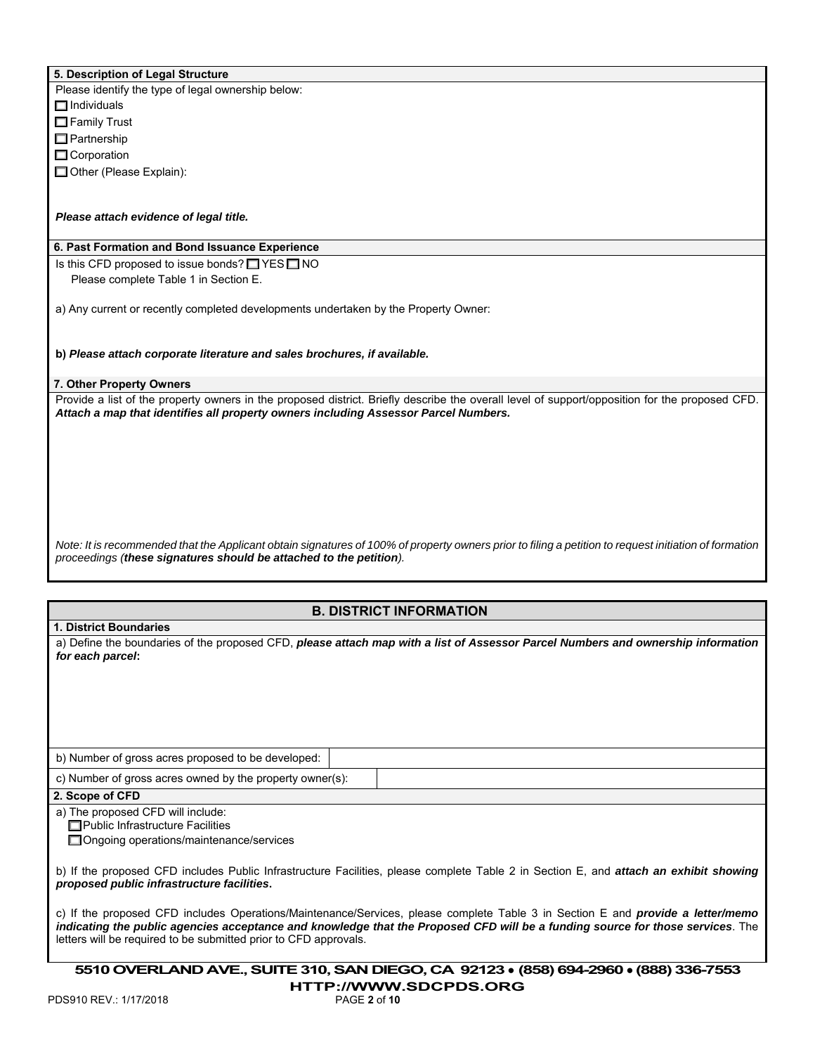### 5. Description of Legal Structure

Please identify the type of legal ownership below:

- ☐ Individuals
- ☐ Family Trust
- ☐ Partnership
- ☐ Corporation
- ☐ Other (Please Explain):

***Please attach evidence of legal title.***

### 6. Past Formation and Bond Issuance Experience

Is this CFD proposed to issue bonds? ☐ YES ☐ NO

Please complete Table 1 in Section E.

a) Any current or recently completed developments undertaken by the Property Owner:

**b) *Please attach corporate literature and sales brochures, if available.***

### 7. Other Property Owners

Provide a list of the property owners in the proposed district. Briefly describe the overall level of support/opposition for the proposed CFD. ***Attach a map that identifies all property owners including Assessor Parcel Numbers.***

*Note: It is recommended that the Applicant obtain signatures of 100% of property owners prior to filing a petition to request initiation of formation proceedings (**these signatures should be attached to the petition**).*

## B. DISTRICT INFORMATION

### 1. District Boundaries

a) Define the boundaries of the proposed CFD, ***please attach map with a list of Assessor Parcel Numbers and ownership information for each parcel*:**

| | |
|---|---|
| b) Number of gross acres proposed to be developed: | |
| c) Number of gross acres owned by the property owner(s): | |

### 2. Scope of CFD

a) The proposed CFD will include:

- ☐ Public Infrastructure Facilities
- ☐ Ongoing operations/maintenance/services

b) If the proposed CFD includes Public Infrastructure Facilities, please complete Table 2 in Section E, and ***attach an exhibit showing proposed public infrastructure facilities*.**

c) If the proposed CFD includes Operations/Maintenance/Services, please complete Table 3 in Section E and ***provide a letter/memo indicating the public agencies acceptance and knowledge that the Proposed CFD will be a funding source for those services***. The letters will be required to be submitted prior to CFD approvals.

**5510 OVERLAND AVE., SUITE 310, SAN DIEGO, CA 92123 • (858) 694-2960 • (888) 336-7553**
**HTTP://WWW.SDCPDS.ORG**

PDS910 REV.: 1/17/2018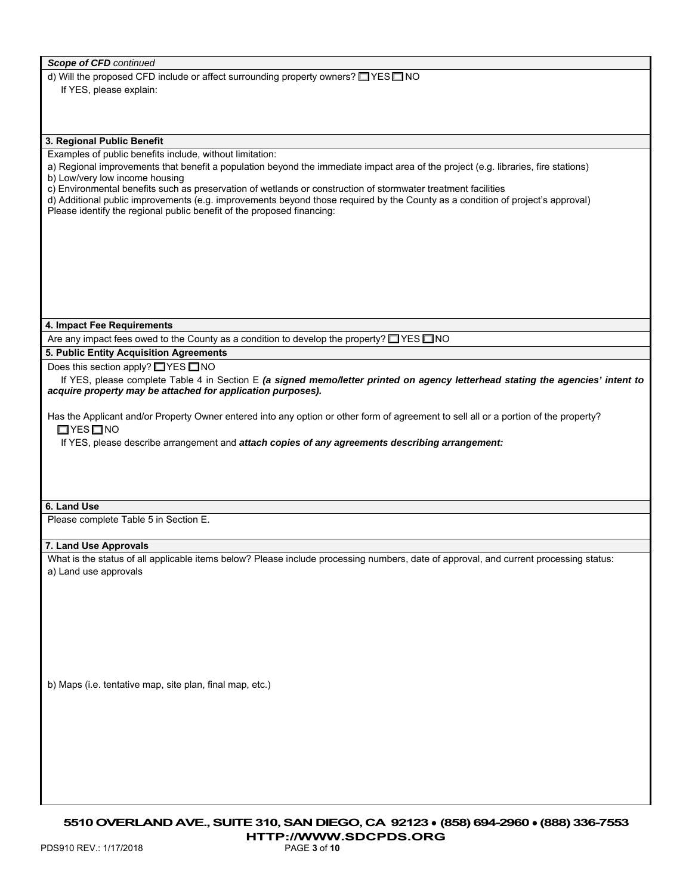***Scope of CFD** continued*

d) Will the proposed CFD include or affect surrounding property owners? ☐ YES ☐ NO

If YES, please explain:

**3. Regional Public Benefit**

Examples of public benefits include, without limitation:

a) Regional improvements that benefit a population beyond the immediate impact area of the project (e.g. libraries, fire stations)

b) Low/very low income housing

c) Environmental benefits such as preservation of wetlands or construction of stormwater treatment facilities

d) Additional public improvements (e.g. improvements beyond those required by the County as a condition of project's approval)

Please identify the regional public benefit of the proposed financing:

**4. Impact Fee Requirements**

Are any impact fees owed to the County as a condition to develop the property? ☐ YES ☐ NO

**5. Public Entity Acquisition Agreements**

Does this section apply? ☐ YES ☐ NO

If YES, please complete Table 4 in Section E ***(a signed memo/letter printed on agency letterhead stating the agencies' intent to acquire property may be attached for application purposes).***

Has the Applicant and/or Property Owner entered into any option or other form of agreement to sell all or a portion of the property?

☐ YES ☐ NO

If YES, please describe arrangement and ***attach copies of any agreements describing arrangement:***

**6. Land Use**

Please complete Table 5 in Section E.

**7. Land Use Approvals**

What is the status of all applicable items below? Please include processing numbers, date of approval, and current processing status:

a) Land use approvals

b) Maps (i.e. tentative map, site plan, final map, etc.)

**5510 OVERLAND AVE., SUITE 310, SAN DIEGO, CA 92123 • (858) 694-2960 • (888) 336-7553**
**HTTP://WWW.SDCPDS.ORG**

PDS910 REV.: 1/17/2018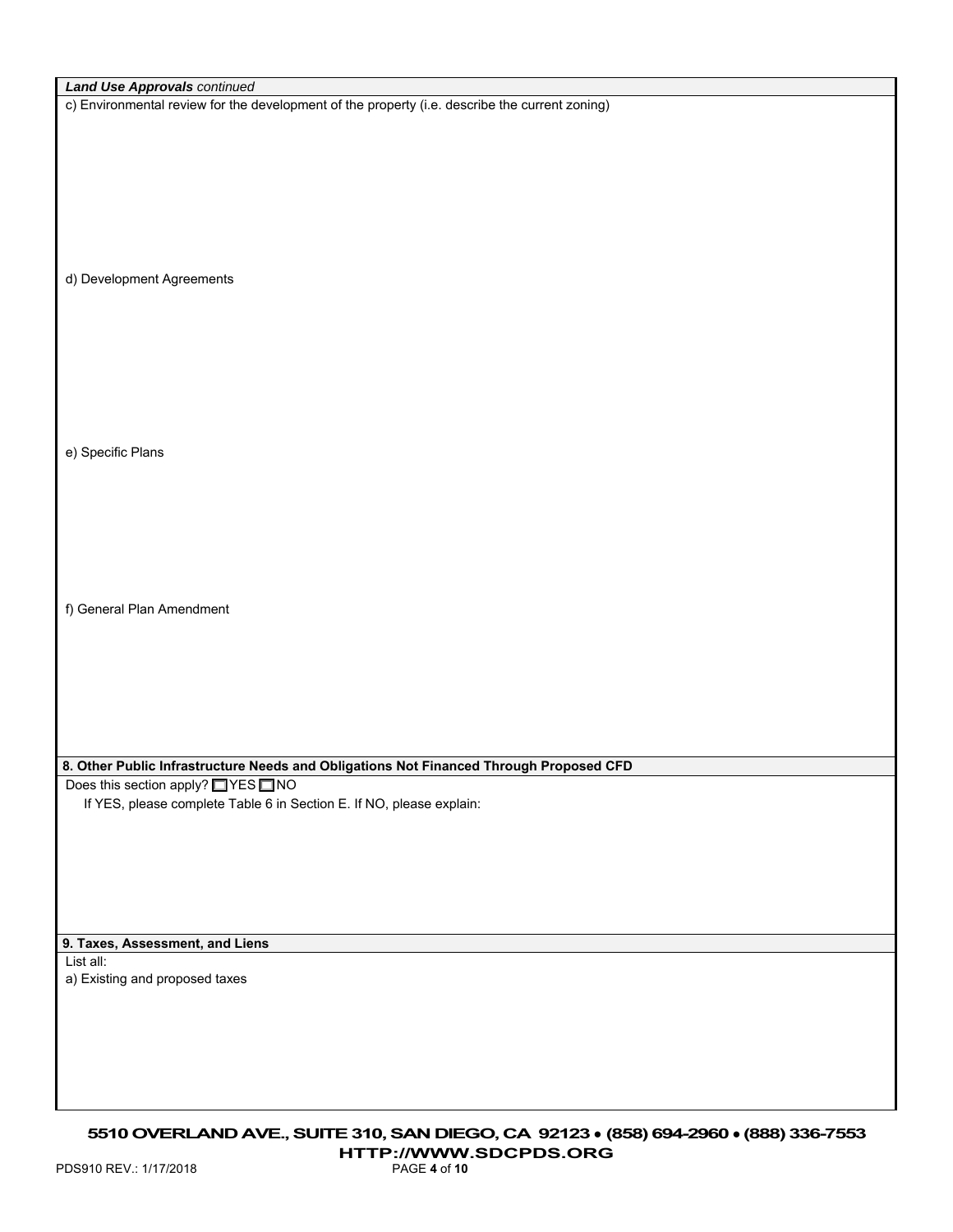***Land Use Approvals** continued*

c) Environmental review for the development of the property (i.e. describe the current zoning)

d) Development Agreements

e) Specific Plans

f) General Plan Amendment

**8. Other Public Infrastructure Needs and Obligations Not Financed Through Proposed CFD**

Does this section apply? ☐ YES ☐ NO

If YES, please complete Table 6 in Section E. If NO, please explain:

**9. Taxes, Assessment, and Liens**

List all:

a) Existing and proposed taxes

**5510 OVERLAND AVE., SUITE 310, SAN DIEGO, CA 92123 • (858) 694-2960 • (888) 336-7553**
**HTTP://WWW.SDCPDS.ORG**

PDS910 REV.: 1/17/2018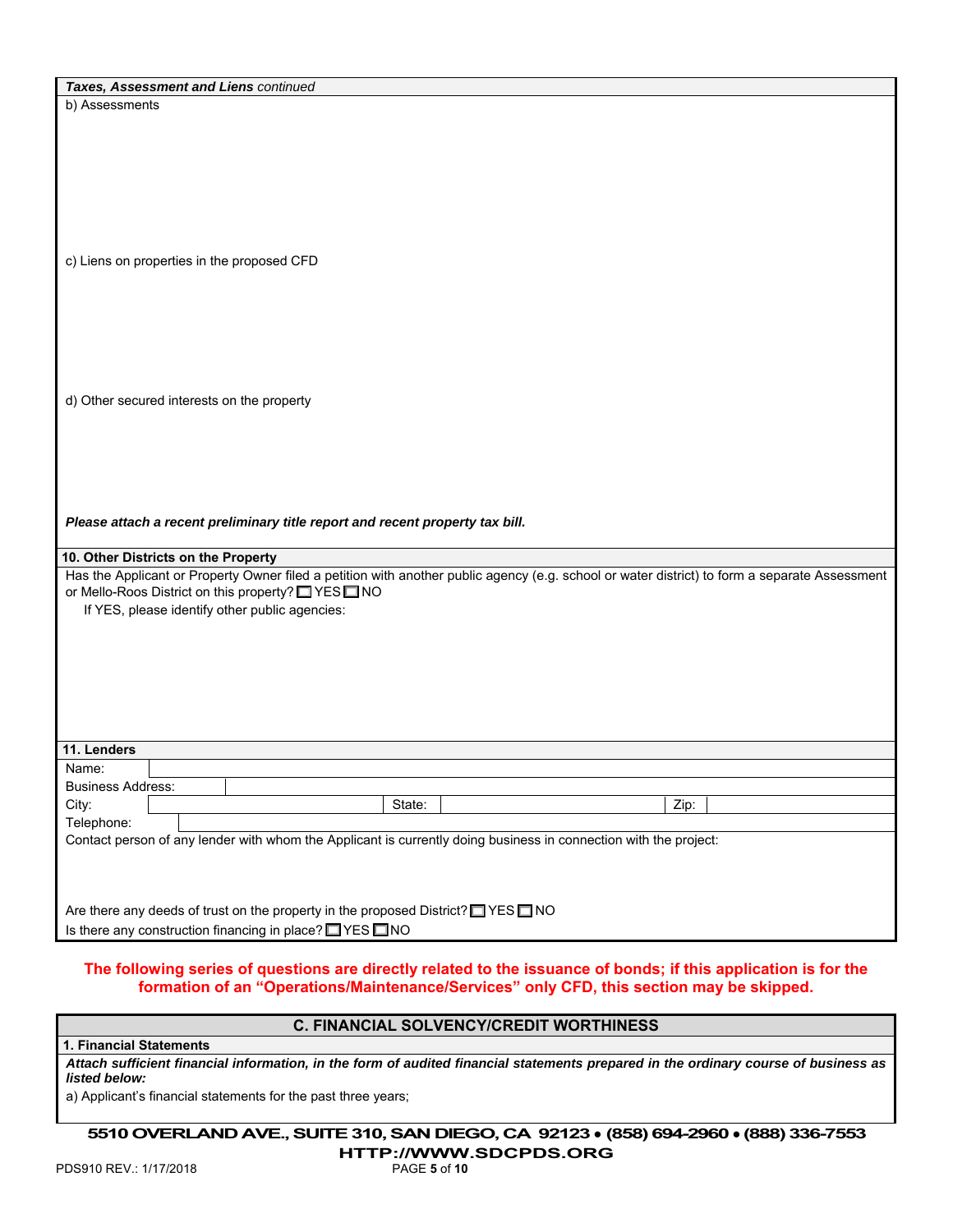***Taxes, Assessment and Liens*** *continued*

b) Assessments

c) Liens on properties in the proposed CFD

d) Other secured interests on the property

***Please attach a recent preliminary title report and recent property tax bill.***

**10. Other Districts on the Property**

Has the Applicant or Property Owner filed a petition with another public agency (e.g. school or water district) to form a separate Assessment or Mello-Roos District on this property? ☐ YES ☐ NO

If YES, please identify other public agencies:

**11. Lenders**

| | | | | | |
|---|---|---|---|---|---|
| Name: | | | | | |
| Business Address: | | | | | |
| City: | | State: | | Zip: | |
| Telephone: | | | | | |

Contact person of any lender with whom the Applicant is currently doing business in connection with the project:

Are there any deeds of trust on the property in the proposed District? ☐ YES ☐ NO

Is there any construction financing in place? ☐ YES ☐ NO

**The following series of questions are directly related to the issuance of bonds; if this application is for the formation of an "Operations/Maintenance/Services" only CFD, this section may be skipped.**

## C. FINANCIAL SOLVENCY/CREDIT WORTHINESS

**1. Financial Statements**

***Attach sufficient financial information, in the form of audited financial statements prepared in the ordinary course of business as listed below:***

a) Applicant's financial statements for the past three years;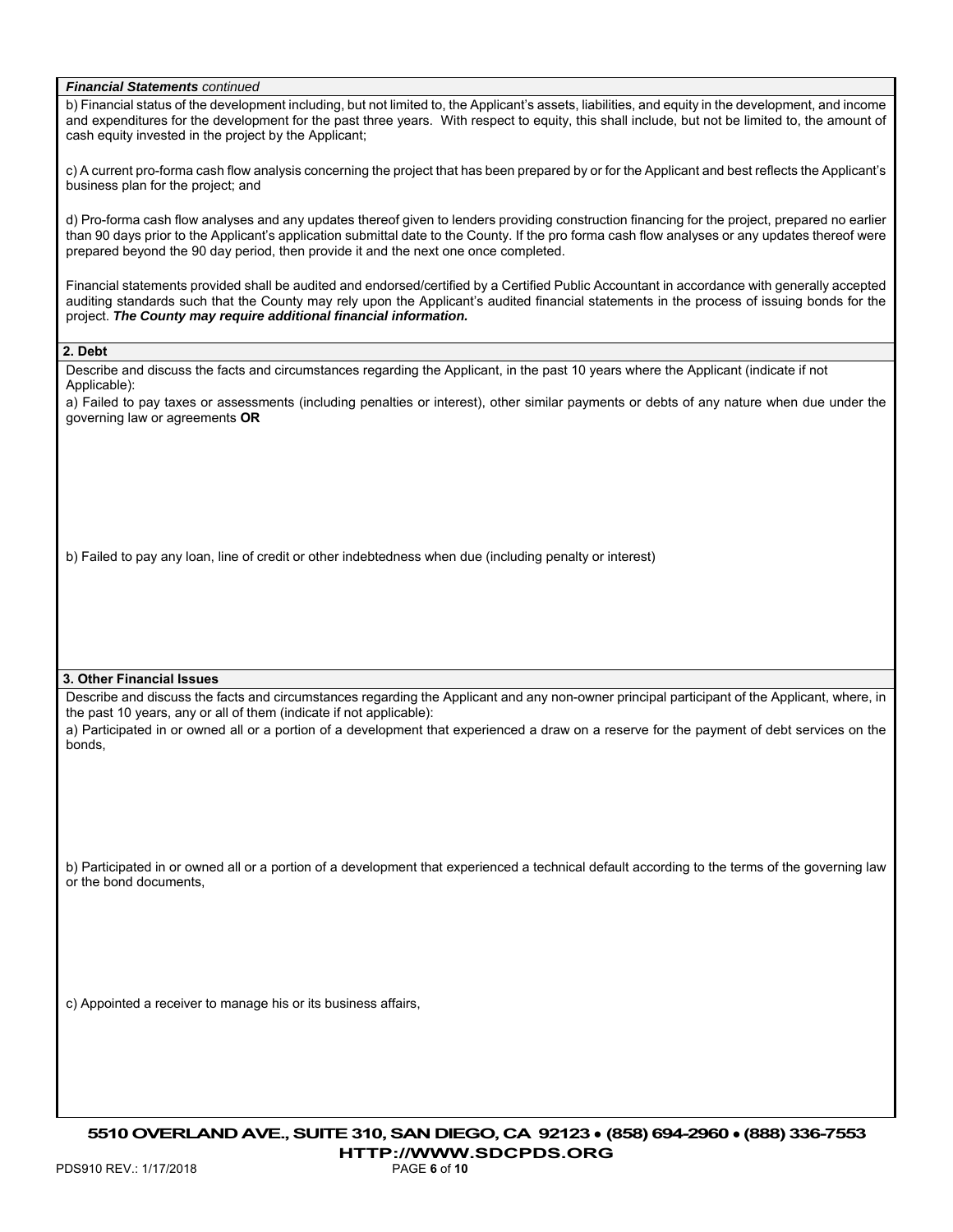***Financial Statements** continued*

b) Financial status of the development including, but not limited to, the Applicant's assets, liabilities, and equity in the development, and income and expenditures for the development for the past three years. With respect to equity, this shall include, but not be limited to, the amount of cash equity invested in the project by the Applicant;

c) A current pro-forma cash flow analysis concerning the project that has been prepared by or for the Applicant and best reflects the Applicant's business plan for the project; and

d) Pro-forma cash flow analyses and any updates thereof given to lenders providing construction financing for the project, prepared no earlier than 90 days prior to the Applicant's application submittal date to the County. If the pro forma cash flow analyses or any updates thereof were prepared beyond the 90 day period, then provide it and the next one once completed.

Financial statements provided shall be audited and endorsed/certified by a Certified Public Accountant in accordance with generally accepted auditing standards such that the County may rely upon the Applicant's audited financial statements in the process of issuing bonds for the project. ***The County may require additional financial information.***

**2. Debt**

Describe and discuss the facts and circumstances regarding the Applicant, in the past 10 years where the Applicant (indicate if not Applicable):

a) Failed to pay taxes or assessments (including penalties or interest), other similar payments or debts of any nature when due under the governing law or agreements **OR**

b) Failed to pay any loan, line of credit or other indebtedness when due (including penalty or interest)

**3. Other Financial Issues**

Describe and discuss the facts and circumstances regarding the Applicant and any non-owner principal participant of the Applicant, where, in the past 10 years, any or all of them (indicate if not applicable):

a) Participated in or owned all or a portion of a development that experienced a draw on a reserve for the payment of debt services on the bonds,

b) Participated in or owned all or a portion of a development that experienced a technical default according to the terms of the governing law or the bond documents,

c) Appointed a receiver to manage his or its business affairs,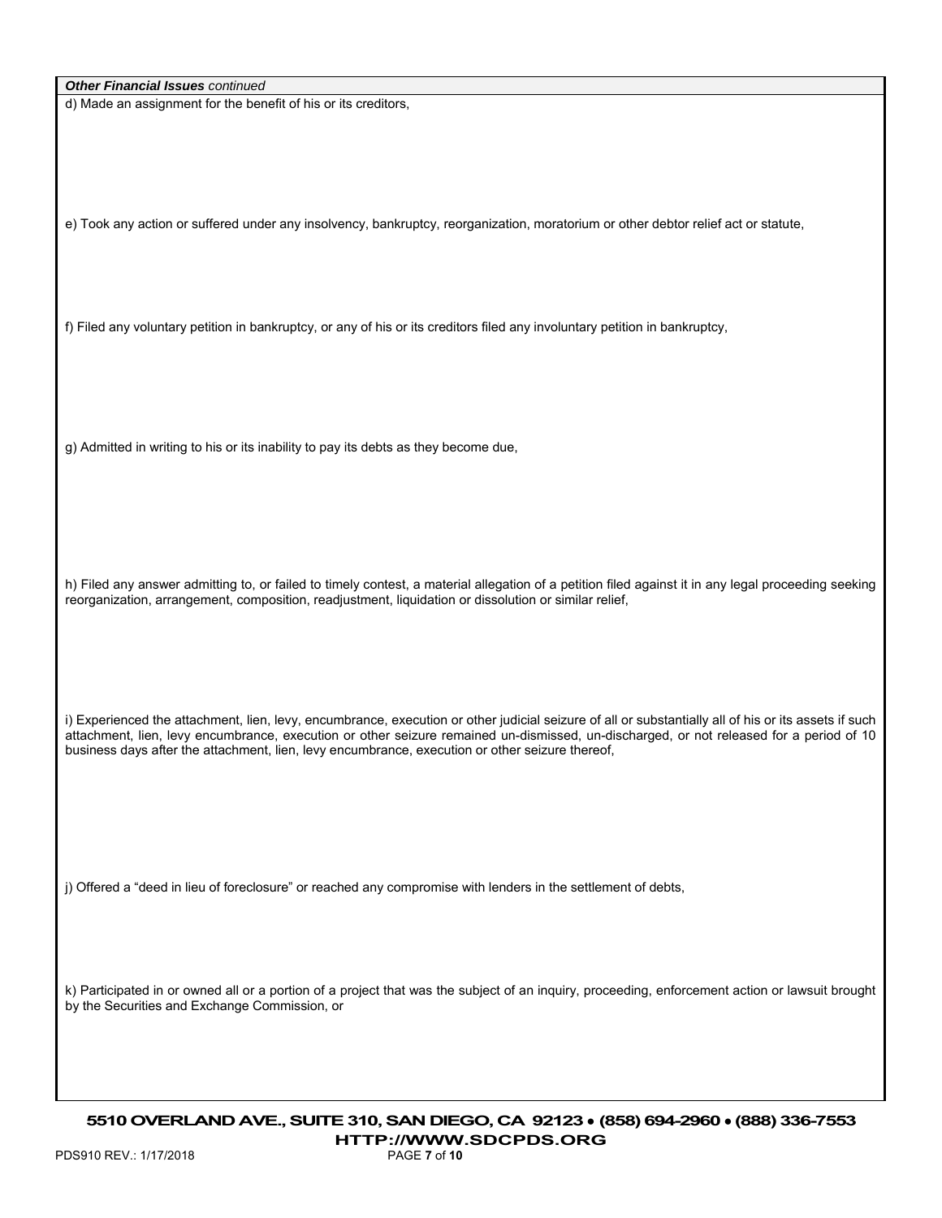***Other Financial Issues** continued*

d) Made an assignment for the benefit of his or its creditors,

e) Took any action or suffered under any insolvency, bankruptcy, reorganization, moratorium or other debtor relief act or statute,

f) Filed any voluntary petition in bankruptcy, or any of his or its creditors filed any involuntary petition in bankruptcy,

g) Admitted in writing to his or its inability to pay its debts as they become due,

h) Filed any answer admitting to, or failed to timely contest, a material allegation of a petition filed against it in any legal proceeding seeking reorganization, arrangement, composition, readjustment, liquidation or dissolution or similar relief,

i) Experienced the attachment, lien, levy, encumbrance, execution or other judicial seizure of all or substantially all of his or its assets if such attachment, lien, levy encumbrance, execution or other seizure remained un-dismissed, un-discharged, or not released for a period of 10 business days after the attachment, lien, levy encumbrance, execution or other seizure thereof,

j) Offered a "deed in lieu of foreclosure" or reached any compromise with lenders in the settlement of debts,

k) Participated in or owned all or a portion of a project that was the subject of an inquiry, proceeding, enforcement action or lawsuit brought by the Securities and Exchange Commission, or

**5510 OVERLAND AVE., SUITE 310, SAN DIEGO, CA 92123 • (858) 694-2960 • (888) 336-7553**
**HTTP://WWW.SDCPDS.ORG**

PDS910 REV.: 1/17/2018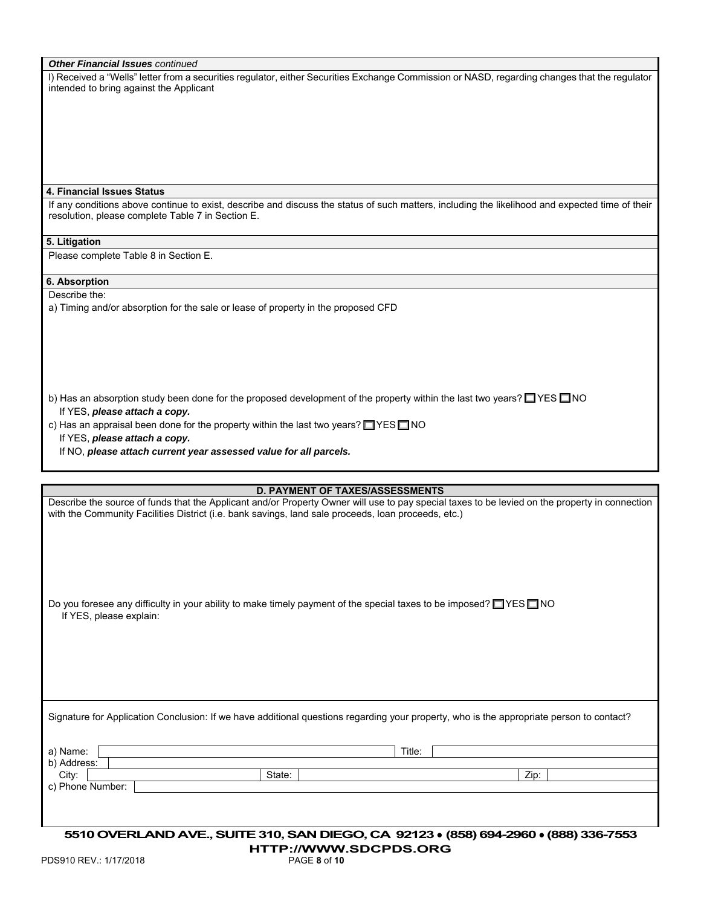***Other Financial Issues*** *continued*

l) Received a "Wells" letter from a securities regulator, either Securities Exchange Commission or NASD, regarding changes that the regulator intended to bring against the Applicant

### 4. Financial Issues Status

If any conditions above continue to exist, describe and discuss the status of such matters, including the likelihood and expected time of their resolution, please complete Table 7 in Section E.

### 5. Litigation

Please complete Table 8 in Section E.

### 6. Absorption

Describe the:

a) Timing and/or absorption for the sale or lease of property in the proposed CFD

b) Has an absorption study been done for the proposed development of the property within the last two years? ☐ YES ☐ NO
If YES, ***please attach a copy.***

c) Has an appraisal been done for the property within the last two years? ☐ YES ☐ NO
If YES, ***please attach a copy.***
If NO, ***please attach current year assessed value for all parcels.***

## D. PAYMENT OF TAXES/ASSESSMENTS

Describe the source of funds that the Applicant and/or Property Owner will use to pay special taxes to be levied on the property in connection with the Community Facilities District (i.e. bank savings, land sale proceeds, loan proceeds, etc.)

Do you foresee any difficulty in your ability to make timely payment of the special taxes to be imposed? ☐ YES ☐ NO
If YES, please explain:

Signature for Application Conclusion: If we have additional questions regarding your property, who is the appropriate person to contact?

a) Name: ____________________ Title: ____________________

b) Address: ____________________

City: ____________________ State: ____________________ Zip: ____________________

c) Phone Number: ____________________

**5510 OVERLAND AVE., SUITE 310, SAN DIEGO, CA 92123 • (858) 694-2960 • (888) 336-7553**
**HTTP://WWW.SDCPDS.ORG**

PDS910 REV.: 1/17/2018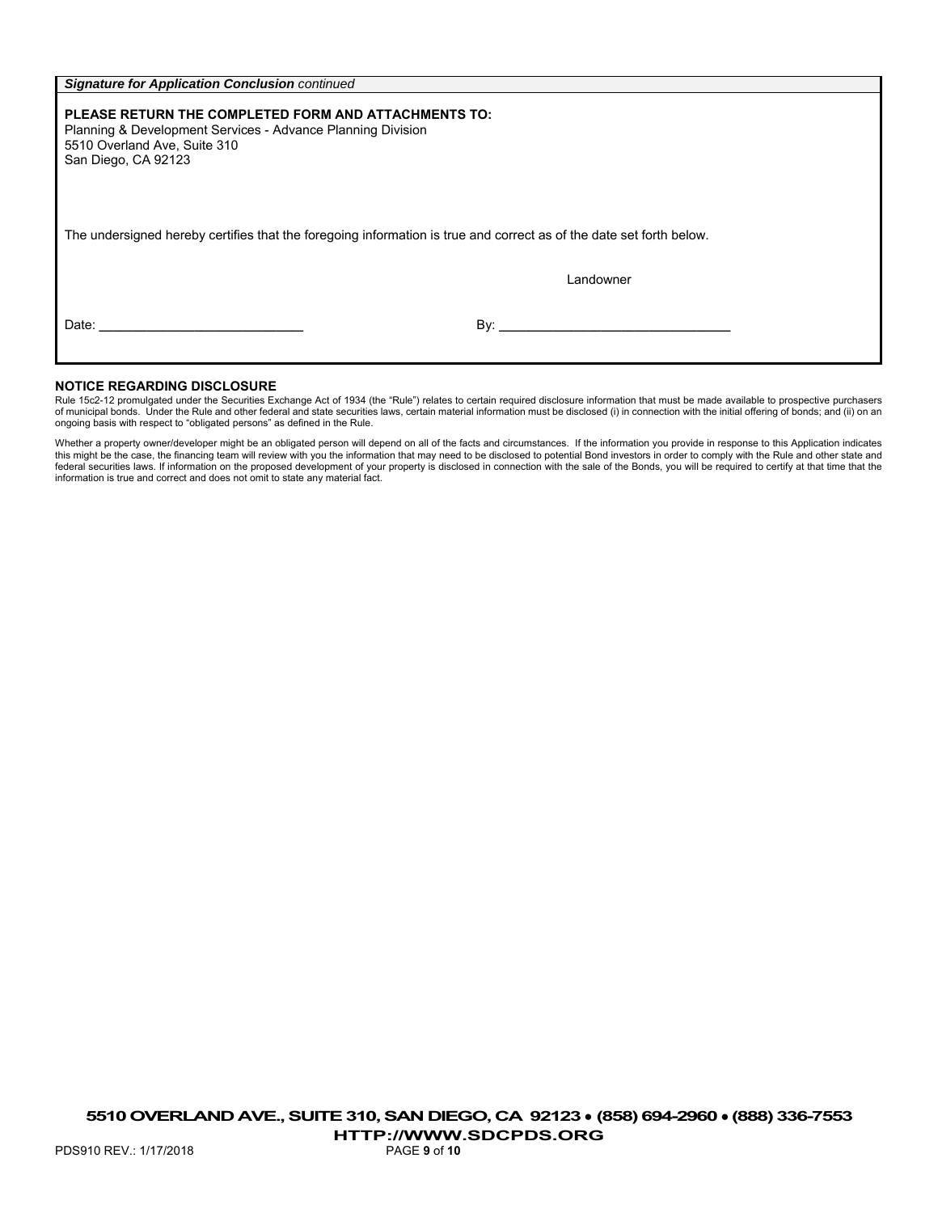***Signature for Application Conclusion** continued*

**PLEASE RETURN THE COMPLETED FORM AND ATTACHMENTS TO:**
Planning & Development Services - Advance Planning Division
5510 Overland Ave, Suite 310
San Diego, CA 92123

The undersigned hereby certifies that the foregoing information is true and correct as of the date set forth below.

Landowner

Date: ____________________________ By: ________________________________

**NOTICE REGARDING DISCLOSURE**

Rule 15c2-12 promulgated under the Securities Exchange Act of 1934 (the "Rule") relates to certain required disclosure information that must be made available to prospective purchasers of municipal bonds. Under the Rule and other federal and state securities laws, certain material information must be disclosed (i) in connection with the initial offering of bonds; and (ii) on an ongoing basis with respect to "obligated persons" as defined in the Rule.

Whether a property owner/developer might be an obligated person will depend on all of the facts and circumstances. If the information you provide in response to this Application indicates this might be the case, the financing team will review with you the information that may need to be disclosed to potential Bond investors in order to comply with the Rule and other state and federal securities laws. If information on the proposed development of your property is disclosed in connection with the sale of the Bonds, you will be required to certify at that time that the information is true and correct and does not omit to state any material fact.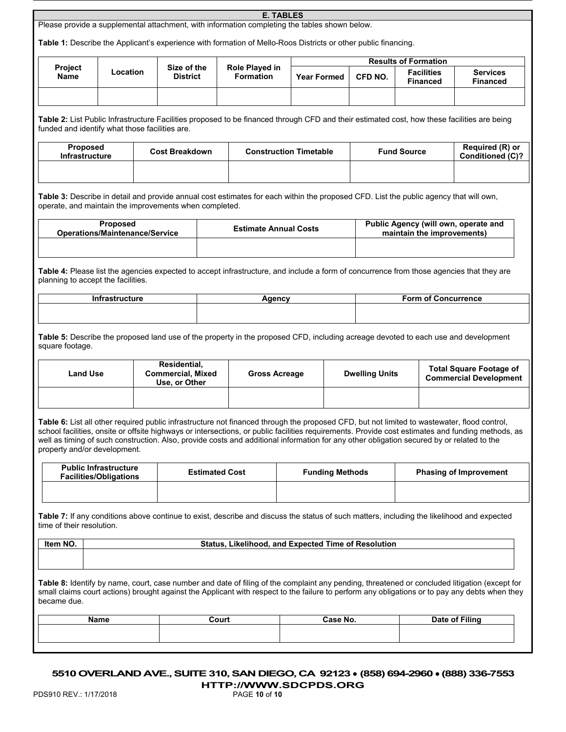## E. TABLES

Please provide a supplemental attachment, with information completing the tables shown below.

**Table 1:** Describe the Applicant's experience with formation of Mello-Roos Districts or other public financing.

| Project Name | Location | Size of the District | Role Played in Formation | Results of Formation | | | |
|---|---|---|---|---|---|---|---|
| | | | | Year Formed | CFD NO. | Facilities Financed | Services Financed |
| | | | | | | | |

**Table 2:** List Public Infrastructure Facilities proposed to be financed through CFD and their estimated cost, how these facilities are being funded and identify what those facilities are.

| Proposed Infrastructure | Cost Breakdown | Construction Timetable | Fund Source | Required (R) or Conditioned (C)? |
|---|---|---|---|---|
| | | | | |

**Table 3:** Describe in detail and provide annual cost estimates for each within the proposed CFD. List the public agency that will own, operate, and maintain the improvements when completed.

| Proposed Operations/Maintenance/Service | Estimate Annual Costs | Public Agency (will own, operate and maintain the improvements) |
|---|---|---|
| | | |

**Table 4:** Please list the agencies expected to accept infrastructure, and include a form of concurrence from those agencies that they are planning to accept the facilities.

| Infrastructure | Agency | Form of Concurrence |
|---|---|---|
| | | |

**Table 5:** Describe the proposed land use of the property in the proposed CFD, including acreage devoted to each use and development square footage.

| Land Use | Residential, Commercial, Mixed Use, or Other | Gross Acreage | Dwelling Units | Total Square Footage of Commercial Development |
|---|---|---|---|---|
| | | | | |

**Table 6:** List all other required public infrastructure not financed through the proposed CFD, but not limited to wastewater, flood control, school facilities, onsite or offsite highways or intersections, or public facilities requirements. Provide cost estimates and funding methods, as well as timing of such construction. Also, provide costs and additional information for any other obligation secured by or related to the property and/or development.

| Public Infrastructure Facilities/Obligations | Estimated Cost | Funding Methods | Phasing of Improvement |
|---|---|---|---|
| | | | |

**Table 7:** If any conditions above continue to exist, describe and discuss the status of such matters, including the likelihood and expected time of their resolution.

| Item NO. | Status, Likelihood, and Expected Time of Resolution |
|---|---|
| | |

**Table 8:** Identify by name, court, case number and date of filing of the complaint any pending, threatened or concluded litigation (except for small claims court actions) brought against the Applicant with respect to the failure to perform any obligations or to pay any debts when they became due.

| Name | Court | Case No. | Date of Filing |
|---|---|---|---|
| | | | |

**5510 OVERLAND AVE., SUITE 310, SAN DIEGO, CA 92123 • (858) 694-2960 • (888) 336-7553**
**HTTP://WWW.SDCPDS.ORG**

PDS910 REV.: 1/17/2018